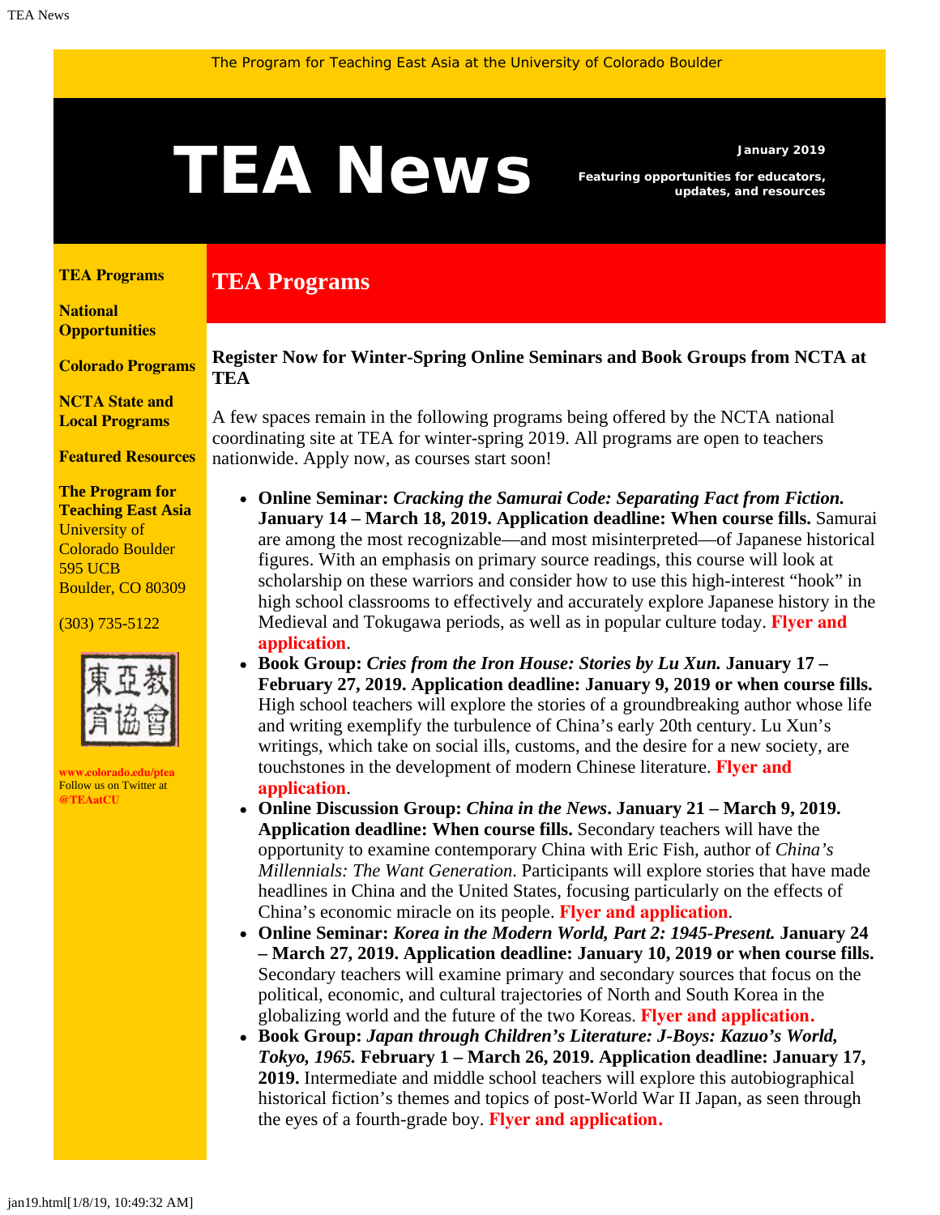The Program for Teaching East Asia at the University of Colorado Boulder

# TEA News

**January 2019**

**Featuring opportunities for educators, updates, and resources**

**TEA Programs**

**National Opportunities**

**Colorado Programs**

**NCTA State and Local Programs**

**Featured Resources**

**The Program for Teaching East Asia**
University of Colorado Boulder
595 UCB
Boulder, CO 80309

(303) 735-5122

東亞教育協會

**www.colorado.edu/ptea**
Follow us on Twitter at **@TEAatCU**

## TEA Programs

**Register Now for Winter-Spring Online Seminars and Book Groups from NCTA at TEA**

A few spaces remain in the following programs being offered by the NCTA national coordinating site at TEA for winter-spring 2019. All programs are open to teachers nationwide. Apply now, as courses start soon!

- **Online Seminar: *Cracking the Samurai Code: Separating Fact from Fiction.* January 14 – March 18, 2019. Application deadline: When course fills.** Samurai are among the most recognizable—and most misinterpreted—of Japanese historical figures. With an emphasis on primary source readings, this course will look at scholarship on these warriors and consider how to use this high-interest "hook" in high school classrooms to effectively and accurately explore Japanese history in the Medieval and Tokugawa periods, as well as in popular culture today. **Flyer and application**.
- **Book Group: *Cries from the Iron House: Stories by Lu Xun.* January 17 – February 27, 2019. Application deadline: January 9, 2019 or when course fills.** High school teachers will explore the stories of a groundbreaking author whose life and writing exemplify the turbulence of China's early 20th century. Lu Xun's writings, which take on social ills, customs, and the desire for a new society, are touchstones in the development of modern Chinese literature. **Flyer and application**.
- **Online Discussion Group: *China in the News*. January 21 – March 9, 2019. Application deadline: When course fills.** Secondary teachers will have the opportunity to examine contemporary China with Eric Fish, author of *China's Millennials: The Want Generation*. Participants will explore stories that have made headlines in China and the United States, focusing particularly on the effects of China's economic miracle on its people. **Flyer and application**.
- **Online Seminar: *Korea in the Modern World, Part 2: 1945-Present.* January 24 – March 27, 2019. Application deadline: January 10, 2019 or when course fills.** Secondary teachers will examine primary and secondary sources that focus on the political, economic, and cultural trajectories of North and South Korea in the globalizing world and the future of the two Koreas. **Flyer and application.**
- **Book Group: *Japan through Children's Literature: J-Boys: Kazuo's World, Tokyo, 1965.* February 1 – March 26, 2019. Application deadline: January 17, 2019.** Intermediate and middle school teachers will explore this autobiographical historical fiction's themes and topics of post-World War II Japan, as seen through the eyes of a fourth-grade boy. **Flyer and application.**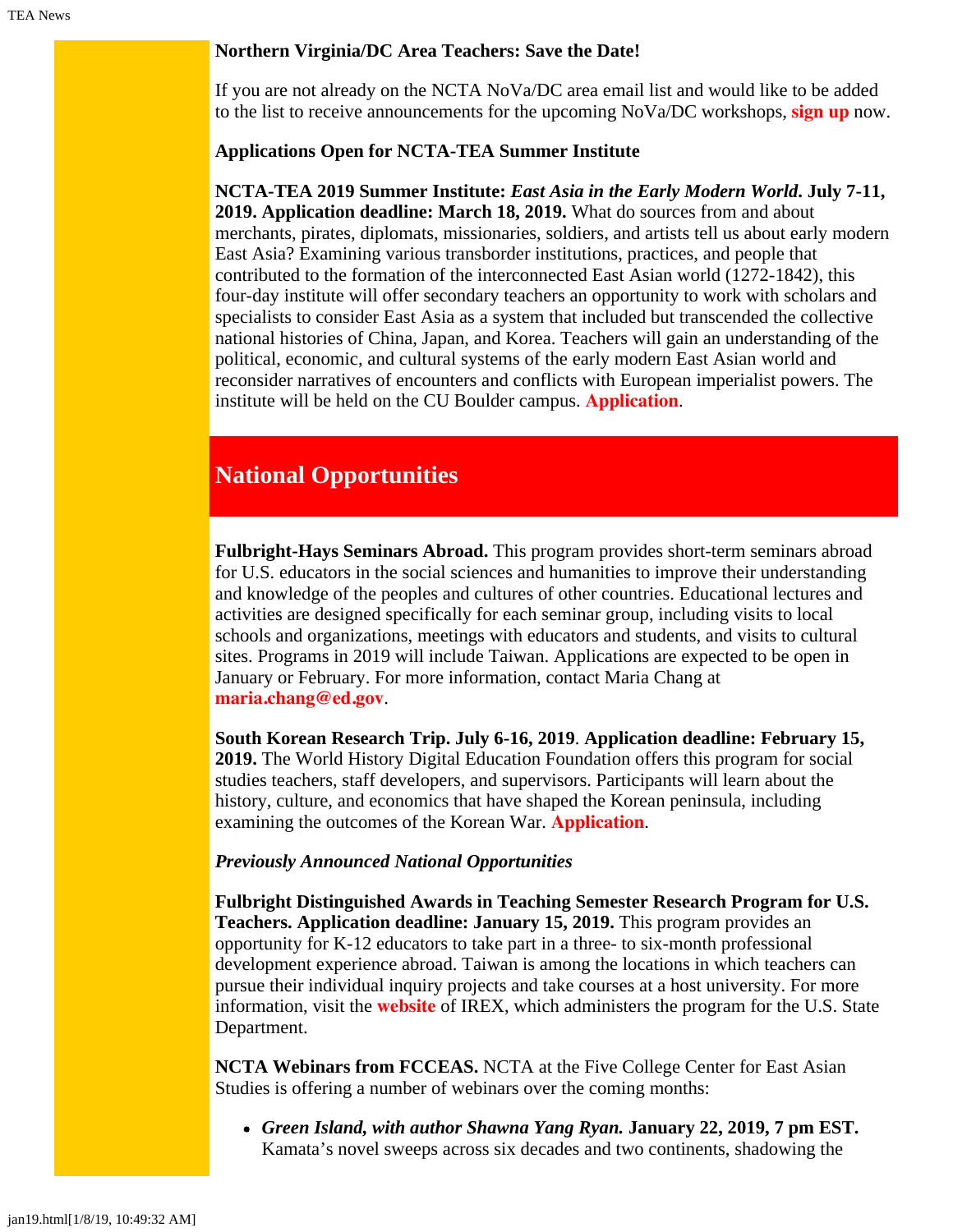**Northern Virginia/DC Area Teachers: Save the Date!**

If you are not already on the NCTA NoVa/DC area email list and would like to be added to the list to receive announcements for the upcoming NoVa/DC workshops, **sign up** now.

**Applications Open for NCTA-TEA Summer Institute**

**NCTA-TEA 2019 Summer Institute: *East Asia in the Early Modern World*. July 7-11, 2019. Application deadline: March 18, 2019.** What do sources from and about merchants, pirates, diplomats, missionaries, soldiers, and artists tell us about early modern East Asia? Examining various transborder institutions, practices, and people that contributed to the formation of the interconnected East Asian world (1272-1842), this four-day institute will offer secondary teachers an opportunity to work with scholars and specialists to consider East Asia as a system that included but transcended the collective national histories of China, Japan, and Korea. Teachers will gain an understanding of the political, economic, and cultural systems of the early modern East Asian world and reconsider narratives of encounters and conflicts with European imperialist powers. The institute will be held on the CU Boulder campus. **Application**.

## National Opportunities

**Fulbright-Hays Seminars Abroad.** This program provides short-term seminars abroad for U.S. educators in the social sciences and humanities to improve their understanding and knowledge of the peoples and cultures of other countries. Educational lectures and activities are designed specifically for each seminar group, including visits to local schools and organizations, meetings with educators and students, and visits to cultural sites. Programs in 2019 will include Taiwan. Applications are expected to be open in January or February. For more information, contact Maria Chang at **maria.chang@ed.gov**.

**South Korean Research Trip. July 6-16, 2019**. **Application deadline: February 15, 2019.** The World History Digital Education Foundation offers this program for social studies teachers, staff developers, and supervisors. Participants will learn about the history, culture, and economics that have shaped the Korean peninsula, including examining the outcomes of the Korean War. **Application**.

***Previously Announced National Opportunities***

**Fulbright Distinguished Awards in Teaching Semester Research Program for U.S. Teachers. Application deadline: January 15, 2019.** This program provides an opportunity for K-12 educators to take part in a three- to six-month professional development experience abroad. Taiwan is among the locations in which teachers can pursue their individual inquiry projects and take courses at a host university. For more information, visit the **website** of IREX, which administers the program for the U.S. State Department.

**NCTA Webinars from FCCEAS.** NCTA at the Five College Center for East Asian Studies is offering a number of webinars over the coming months:

- ***Green Island, with author Shawna Yang Ryan.* January 22, 2019, 7 pm EST.** Kamata's novel sweeps across six decades and two continents, shadowing the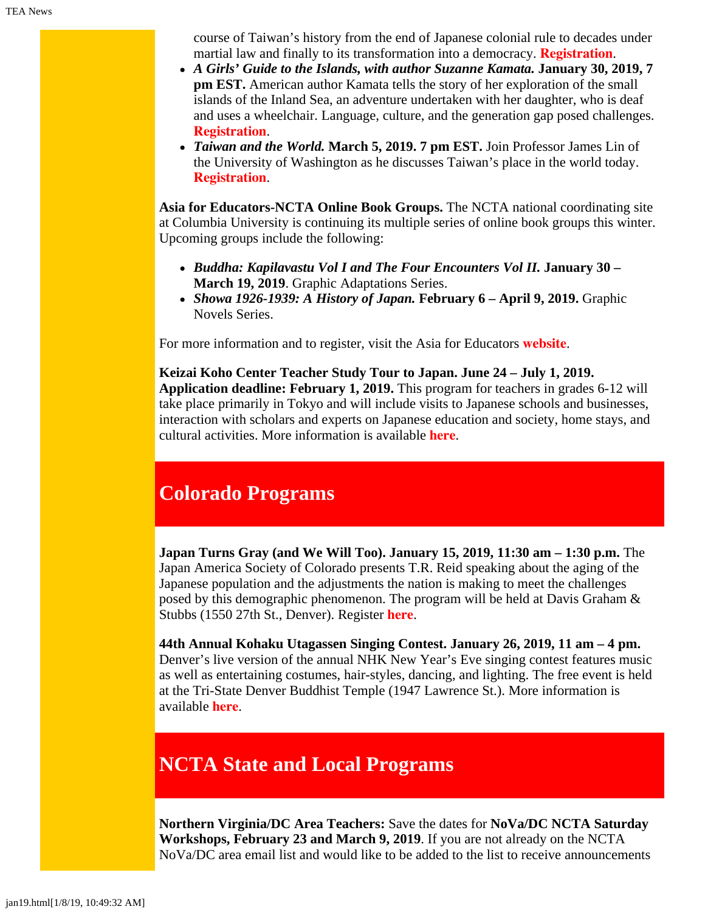course of Taiwan's history from the end of Japanese colonial rule to decades under martial law and finally to its transformation into a democracy. **Registration**.

- ***A Girls' Guide to the Islands, with author Suzanne Kamata.* January 30, 2019, 7 pm EST.** American author Kamata tells the story of her exploration of the small islands of the Inland Sea, an adventure undertaken with her daughter, who is deaf and uses a wheelchair. Language, culture, and the generation gap posed challenges. **Registration**.
- ***Taiwan and the World.* March 5, 2019. 7 pm EST.** Join Professor James Lin of the University of Washington as he discusses Taiwan's place in the world today. **Registration**.

**Asia for Educators-NCTA Online Book Groups.** The NCTA national coordinating site at Columbia University is continuing its multiple series of online book groups this winter. Upcoming groups include the following:

- ***Buddha: Kapilavastu Vol I and The Four Encounters Vol II.* January 30 – March 19, 2019**. Graphic Adaptations Series.
- ***Showa 1926-1939: A History of Japan.* February 6 – April 9, 2019.** Graphic Novels Series.

For more information and to register, visit the Asia for Educators **website**.

**Keizai Koho Center Teacher Study Tour to Japan. June 24 – July 1, 2019. Application deadline: February 1, 2019.** This program for teachers in grades 6-12 will take place primarily in Tokyo and will include visits to Japanese schools and businesses, interaction with scholars and experts on Japanese education and society, home stays, and cultural activities. More information is available **here**.

## Colorado Programs

**Japan Turns Gray (and We Will Too). January 15, 2019, 11:30 am – 1:30 p.m.** The Japan America Society of Colorado presents T.R. Reid speaking about the aging of the Japanese population and the adjustments the nation is making to meet the challenges posed by this demographic phenomenon. The program will be held at Davis Graham & Stubbs (1550 27th St., Denver). Register **here**.

**44th Annual Kohaku Utagassen Singing Contest. January 26, 2019, 11 am – 4 pm.** Denver's live version of the annual NHK New Year's Eve singing contest features music as well as entertaining costumes, hair-styles, dancing, and lighting. The free event is held at the Tri-State Denver Buddhist Temple (1947 Lawrence St.). More information is available **here**.

## NCTA State and Local Programs

**Northern Virginia/DC Area Teachers:** Save the dates for **NoVa/DC NCTA Saturday Workshops, February 23 and March 9, 2019**. If you are not already on the NCTA NoVa/DC area email list and would like to be added to the list to receive announcements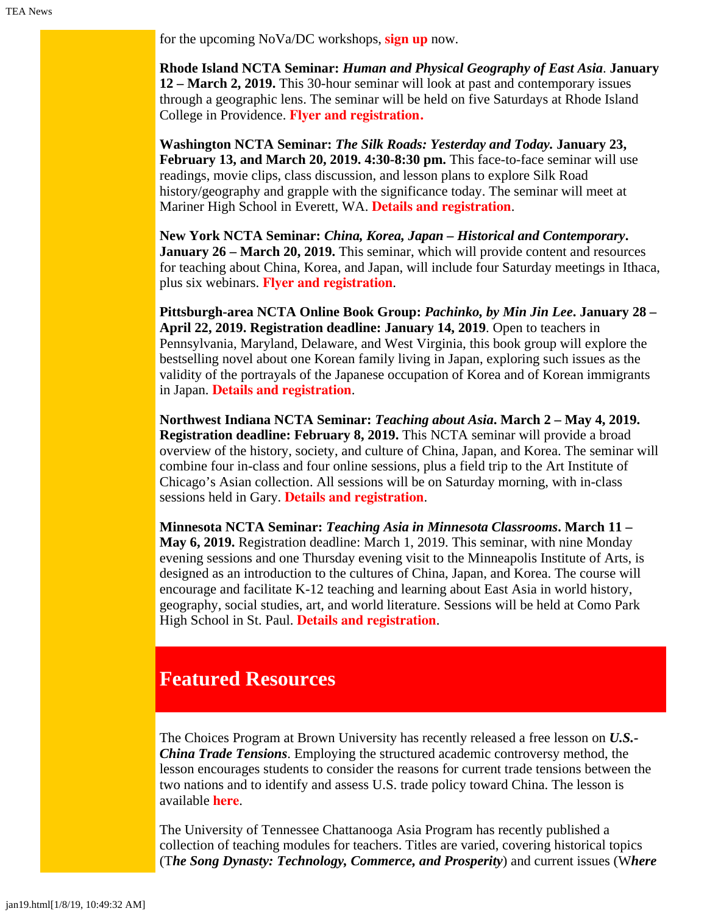for the upcoming NoVa/DC workshops, **sign up** now.

**Rhode Island NCTA Seminar:** ***Human and Physical Geography of East Asia*.** **January 12 – March 2, 2019.** This 30-hour seminar will look at past and contemporary issues through a geographic lens. The seminar will be held on five Saturdays at Rhode Island College in Providence. **Flyer and registration.**

**Washington NCTA Seminar:** ***The Silk Roads: Yesterday and Today*.** **January 23, February 13, and March 20, 2019. 4:30-8:30 pm.** This face-to-face seminar will use readings, movie clips, class discussion, and lesson plans to explore Silk Road history/geography and grapple with the significance today. The seminar will meet at Mariner High School in Everett, WA. **Details and registration**.

**New York NCTA Seminar:** ***China, Korea, Japan – Historical and Contemporary*.** **January 26 – March 20, 2019.** This seminar, which will provide content and resources for teaching about China, Korea, and Japan, will include four Saturday meetings in Ithaca, plus six webinars. **Flyer and registration**.

**Pittsburgh-area NCTA Online Book Group:** ***Pachinko, by Min Jin Lee*.** **January 28 – April 22, 2019. Registration deadline: January 14, 2019**. Open to teachers in Pennsylvania, Maryland, Delaware, and West Virginia, this book group will explore the bestselling novel about one Korean family living in Japan, exploring such issues as the validity of the portrayals of the Japanese occupation of Korea and of Korean immigrants in Japan. **Details and registration**.

**Northwest Indiana NCTA Seminar:** ***Teaching about Asia*.** **March 2 – May 4, 2019. Registration deadline: February 8, 2019.** This NCTA seminar will provide a broad overview of the history, society, and culture of China, Japan, and Korea. The seminar will combine four in-class and four online sessions, plus a field trip to the Art Institute of Chicago's Asian collection. All sessions will be on Saturday morning, with in-class sessions held in Gary. **Details and registration**.

**Minnesota NCTA Seminar:** ***Teaching Asia in Minnesota Classrooms*.** **March 11 – May 6, 2019.** Registration deadline: March 1, 2019. This seminar, with nine Monday evening sessions and one Thursday evening visit to the Minneapolis Institute of Arts, is designed as an introduction to the cultures of China, Japan, and Korea. The course will encourage and facilitate K-12 teaching and learning about East Asia in world history, geography, social studies, art, and world literature. Sessions will be held at Como Park High School in St. Paul. **Details and registration**.

## Featured Resources

The Choices Program at Brown University has recently released a free lesson on ***U.S.-China Trade Tensions***. Employing the structured academic controversy method, the lesson encourages students to consider the reasons for current trade tensions between the two nations and to identify and assess U.S. trade policy toward China. The lesson is available **here**.

The University of Tennessee Chattanooga Asia Program has recently published a collection of teaching modules for teachers. Titles are varied, covering historical topics (T***he Song Dynasty: Technology, Commerce, and Prosperity***) and current issues (W***here***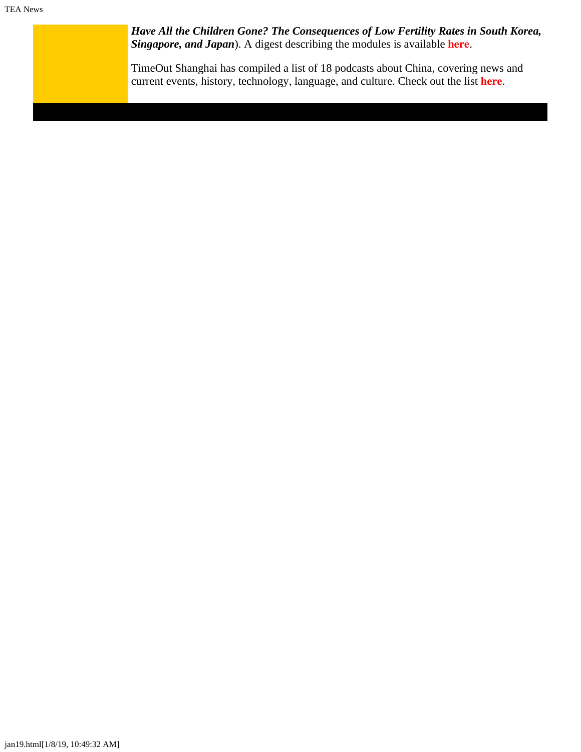***Have All the Children Gone? The Consequences of Low Fertility Rates in South Korea, Singapore, and Japan***). A digest describing the modules is available **here**.

TimeOut Shanghai has compiled a list of 18 podcasts about China, covering news and current events, history, technology, language, and culture. Check out the list **here**.